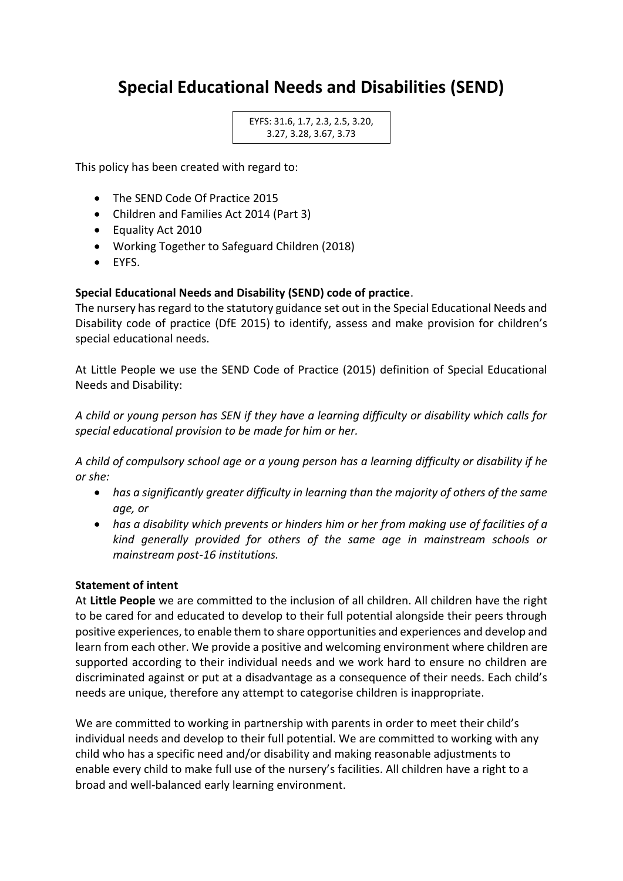# Special Educational Needs and Disabilities (SEND)

EYFS: 31.6, 1.7, 2.3, 2.5, 3.20, 3.27, 3.28, 3.67, 3.73

This policy has been created with regard to:

- The SEND Code Of Practice 2015
- Children and Families Act 2014 (Part 3)
- Equality Act 2010
- Working Together to Safeguard Children (2018)
- EYFS.

**Special Educational Needs and Disability (SEND) code of practice**.

The nursery has regard to the statutory guidance set out in the Special Educational Needs and Disability code of practice (DfE 2015) to identify, assess and make provision for children's special educational needs.

At Little People we use the SEND Code of Practice (2015) definition of Special Educational Needs and Disability:

*A child or young person has SEN if they have a learning difficulty or disability which calls for special educational provision to be made for him or her.*

*A child of compulsory school age or a young person has a learning difficulty or disability if he or she:*

- *has a significantly greater difficulty in learning than the majority of others of the same age, or*
- *has a disability which prevents or hinders him or her from making use of facilities of a kind generally provided for others of the same age in mainstream schools or mainstream post-16 institutions.*

**Statement of intent**

At **Little People** we are committed to the inclusion of all children. All children have the right to be cared for and educated to develop to their full potential alongside their peers through positive experiences, to enable them to share opportunities and experiences and develop and learn from each other. We provide a positive and welcoming environment where children are supported according to their individual needs and we work hard to ensure no children are discriminated against or put at a disadvantage as a consequence of their needs. Each child's needs are unique, therefore any attempt to categorise children is inappropriate.

We are committed to working in partnership with parents in order to meet their child's individual needs and develop to their full potential. We are committed to working with any child who has a specific need and/or disability and making reasonable adjustments to enable every child to make full use of the nursery's facilities. All children have a right to a broad and well-balanced early learning environment.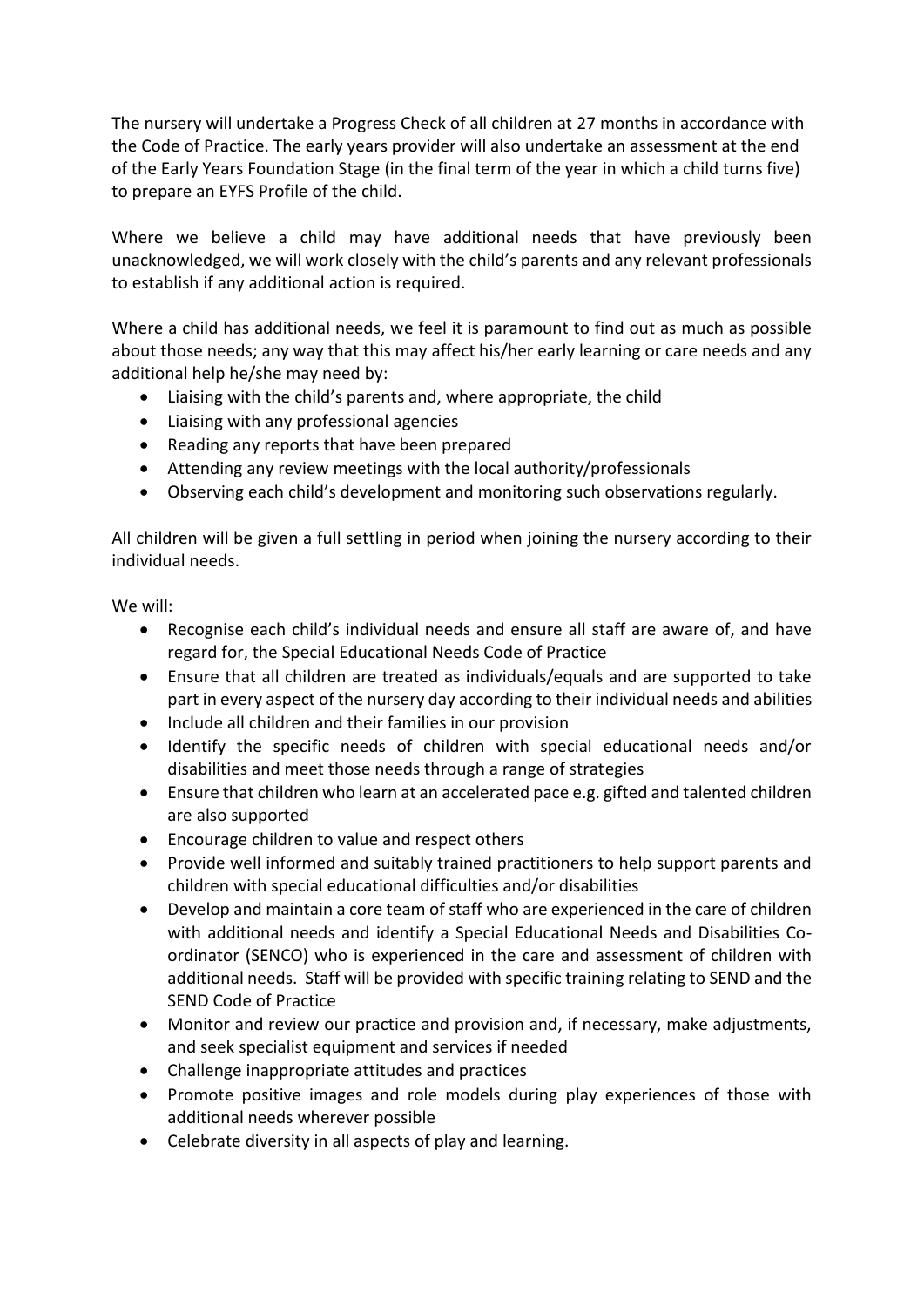The nursery will undertake a Progress Check of all children at 27 months in accordance with the Code of Practice. The early years provider will also undertake an assessment at the end of the Early Years Foundation Stage (in the final term of the year in which a child turns five) to prepare an EYFS Profile of the child.

Where we believe a child may have additional needs that have previously been unacknowledged, we will work closely with the child's parents and any relevant professionals to establish if any additional action is required.

Where a child has additional needs, we feel it is paramount to find out as much as possible about those needs; any way that this may affect his/her early learning or care needs and any additional help he/she may need by:

- Liaising with the child's parents and, where appropriate, the child
- Liaising with any professional agencies
- Reading any reports that have been prepared
- Attending any review meetings with the local authority/professionals
- Observing each child's development and monitoring such observations regularly.

All children will be given a full settling in period when joining the nursery according to their individual needs.

We will:

- Recognise each child's individual needs and ensure all staff are aware of, and have regard for, the Special Educational Needs Code of Practice
- Ensure that all children are treated as individuals/equals and are supported to take part in every aspect of the nursery day according to their individual needs and abilities
- Include all children and their families in our provision
- Identify the specific needs of children with special educational needs and/or disabilities and meet those needs through a range of strategies
- Ensure that children who learn at an accelerated pace e.g. gifted and talented children are also supported
- Encourage children to value and respect others
- Provide well informed and suitably trained practitioners to help support parents and children with special educational difficulties and/or disabilities
- Develop and maintain a core team of staff who are experienced in the care of children with additional needs and identify a Special Educational Needs and Disabilities Co-ordinator (SENCO) who is experienced in the care and assessment of children with additional needs. Staff will be provided with specific training relating to SEND and the SEND Code of Practice
- Monitor and review our practice and provision and, if necessary, make adjustments, and seek specialist equipment and services if needed
- Challenge inappropriate attitudes and practices
- Promote positive images and role models during play experiences of those with additional needs wherever possible
- Celebrate diversity in all aspects of play and learning.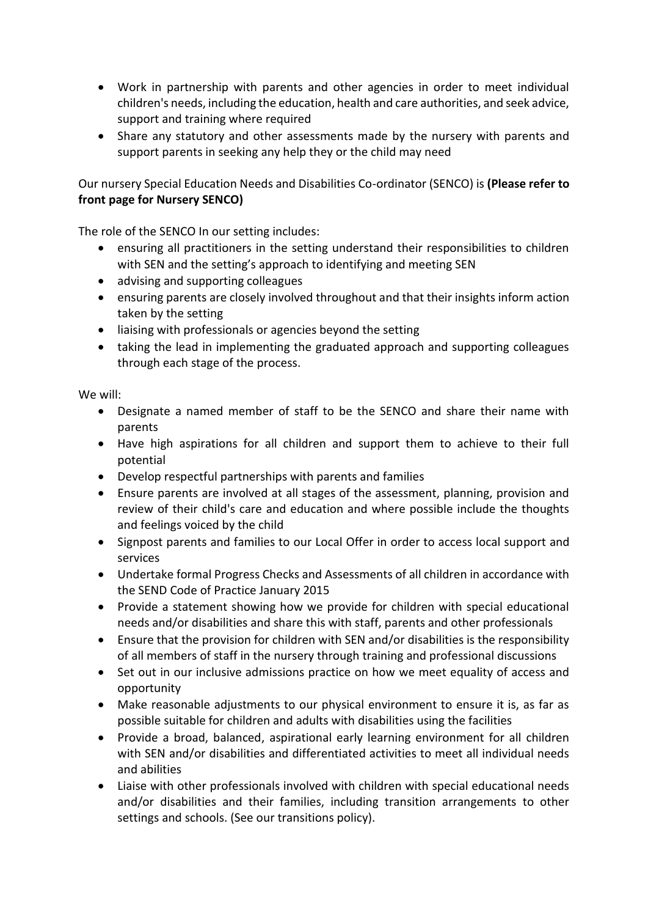- Work in partnership with parents and other agencies in order to meet individual children's needs, including the education, health and care authorities, and seek advice, support and training where required
- Share any statutory and other assessments made by the nursery with parents and support parents in seeking any help they or the child may need

Our nursery Special Education Needs and Disabilities Co-ordinator (SENCO) is **(Please refer to front page for Nursery SENCO)**

The role of the SENCO In our setting includes:

- ensuring all practitioners in the setting understand their responsibilities to children with SEN and the setting's approach to identifying and meeting SEN
- advising and supporting colleagues
- ensuring parents are closely involved throughout and that their insights inform action taken by the setting
- liaising with professionals or agencies beyond the setting
- taking the lead in implementing the graduated approach and supporting colleagues through each stage of the process.

We will:

- Designate a named member of staff to be the SENCO and share their name with parents
- Have high aspirations for all children and support them to achieve to their full potential
- Develop respectful partnerships with parents and families
- Ensure parents are involved at all stages of the assessment, planning, provision and review of their child's care and education and where possible include the thoughts and feelings voiced by the child
- Signpost parents and families to our Local Offer in order to access local support and services
- Undertake formal Progress Checks and Assessments of all children in accordance with the SEND Code of Practice January 2015
- Provide a statement showing how we provide for children with special educational needs and/or disabilities and share this with staff, parents and other professionals
- Ensure that the provision for children with SEN and/or disabilities is the responsibility of all members of staff in the nursery through training and professional discussions
- Set out in our inclusive admissions practice on how we meet equality of access and opportunity
- Make reasonable adjustments to our physical environment to ensure it is, as far as possible suitable for children and adults with disabilities using the facilities
- Provide a broad, balanced, aspirational early learning environment for all children with SEN and/or disabilities and differentiated activities to meet all individual needs and abilities
- Liaise with other professionals involved with children with special educational needs and/or disabilities and their families, including transition arrangements to other settings and schools. (See our transitions policy).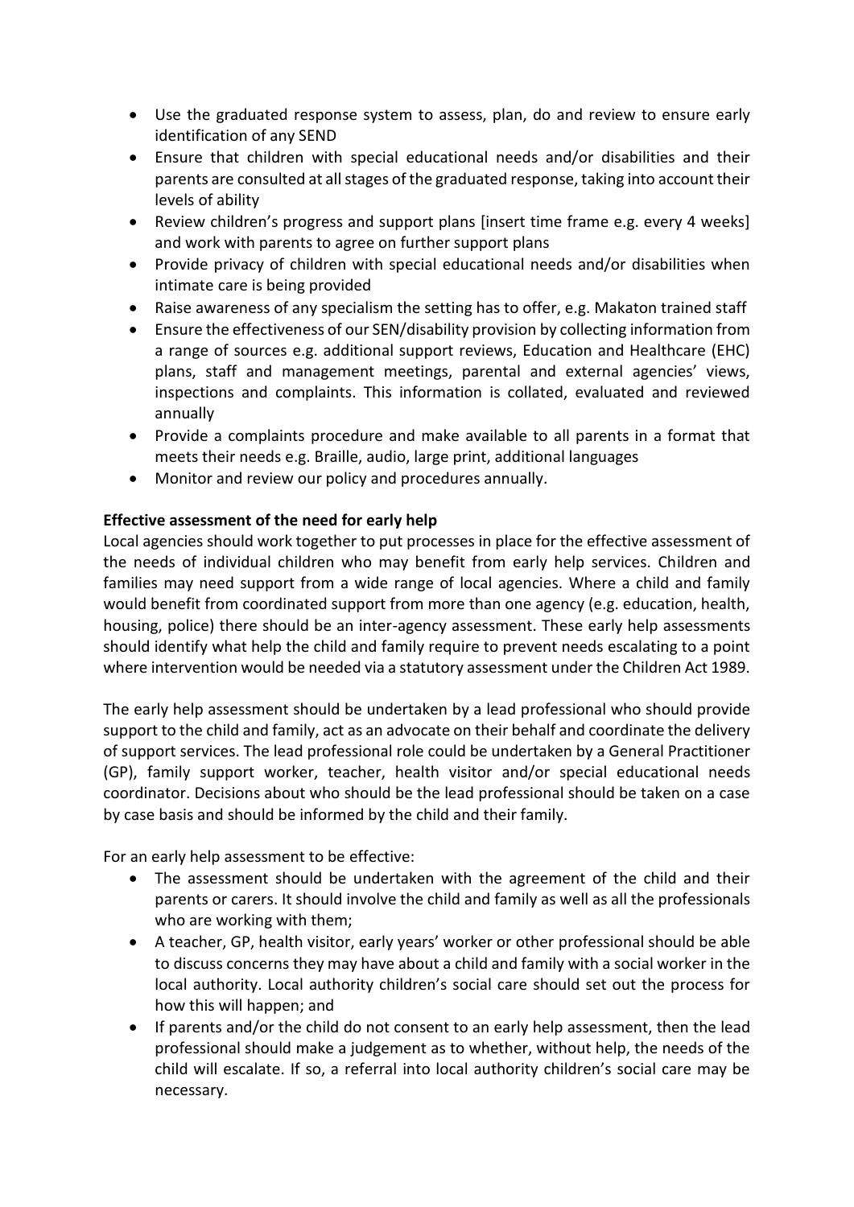- Use the graduated response system to assess, plan, do and review to ensure early identification of any SEND
- Ensure that children with special educational needs and/or disabilities and their parents are consulted at all stages of the graduated response, taking into account their levels of ability
- Review children's progress and support plans [insert time frame e.g. every 4 weeks] and work with parents to agree on further support plans
- Provide privacy of children with special educational needs and/or disabilities when intimate care is being provided
- Raise awareness of any specialism the setting has to offer, e.g. Makaton trained staff
- Ensure the effectiveness of our SEN/disability provision by collecting information from a range of sources e.g. additional support reviews, Education and Healthcare (EHC) plans, staff and management meetings, parental and external agencies' views, inspections and complaints. This information is collated, evaluated and reviewed annually
- Provide a complaints procedure and make available to all parents in a format that meets their needs e.g. Braille, audio, large print, additional languages
- Monitor and review our policy and procedures annually.

**Effective assessment of the need for early help**

Local agencies should work together to put processes in place for the effective assessment of the needs of individual children who may benefit from early help services. Children and families may need support from a wide range of local agencies. Where a child and family would benefit from coordinated support from more than one agency (e.g. education, health, housing, police) there should be an inter-agency assessment. These early help assessments should identify what help the child and family require to prevent needs escalating to a point where intervention would be needed via a statutory assessment under the Children Act 1989.

The early help assessment should be undertaken by a lead professional who should provide support to the child and family, act as an advocate on their behalf and coordinate the delivery of support services. The lead professional role could be undertaken by a General Practitioner (GP), family support worker, teacher, health visitor and/or special educational needs coordinator. Decisions about who should be the lead professional should be taken on a case by case basis and should be informed by the child and their family.

For an early help assessment to be effective:

- The assessment should be undertaken with the agreement of the child and their parents or carers. It should involve the child and family as well as all the professionals who are working with them;
- A teacher, GP, health visitor, early years' worker or other professional should be able to discuss concerns they may have about a child and family with a social worker in the local authority. Local authority children's social care should set out the process for how this will happen; and
- If parents and/or the child do not consent to an early help assessment, then the lead professional should make a judgement as to whether, without help, the needs of the child will escalate. If so, a referral into local authority children's social care may be necessary.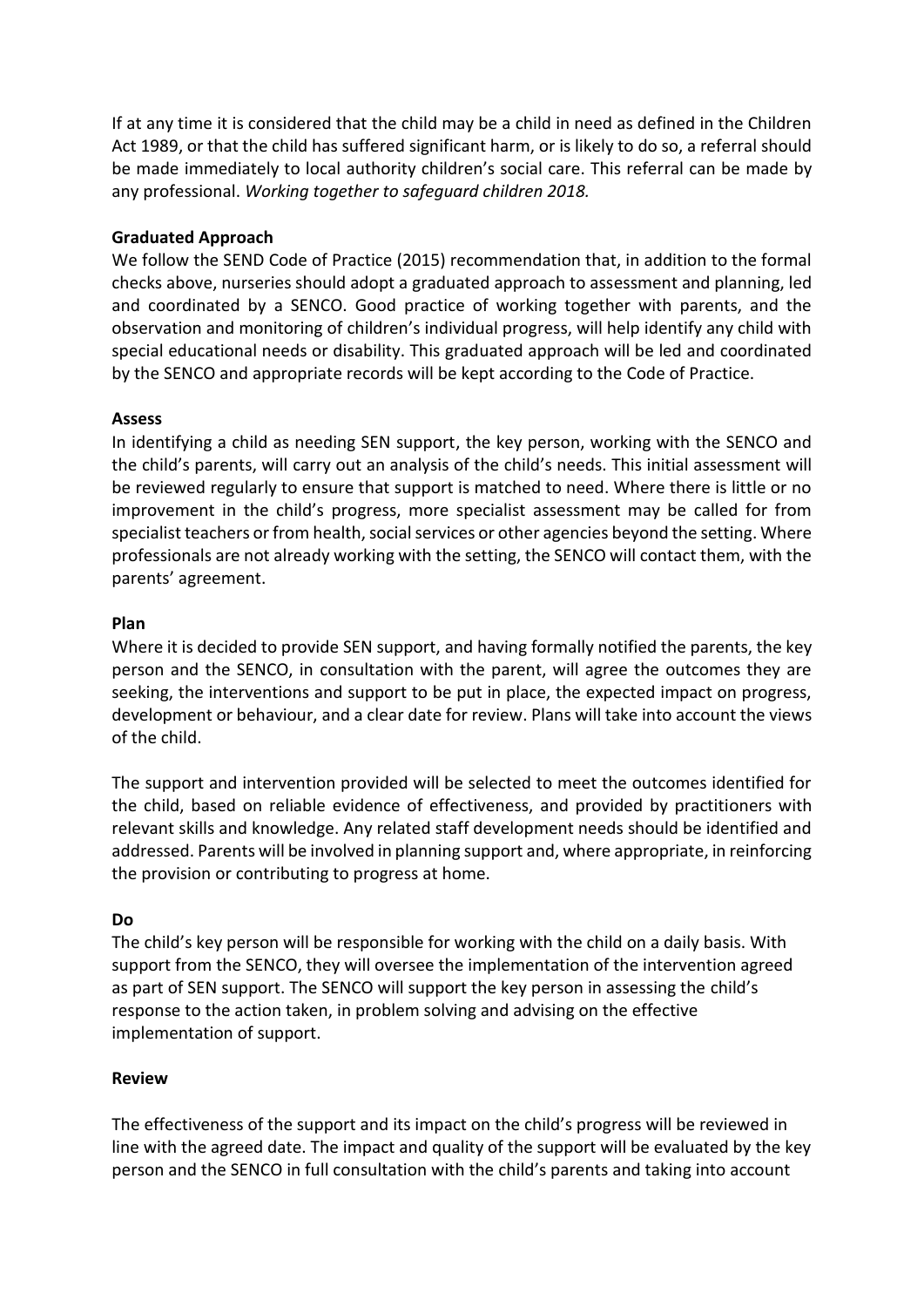If at any time it is considered that the child may be a child in need as defined in the Children Act 1989, or that the child has suffered significant harm, or is likely to do so, a referral should be made immediately to local authority children's social care. This referral can be made by any professional. *Working together to safeguard children 2018.*

**Graduated Approach**

We follow the SEND Code of Practice (2015) recommendation that, in addition to the formal checks above, nurseries should adopt a graduated approach to assessment and planning, led and coordinated by a SENCO. Good practice of working together with parents, and the observation and monitoring of children's individual progress, will help identify any child with special educational needs or disability. This graduated approach will be led and coordinated by the SENCO and appropriate records will be kept according to the Code of Practice.

**Assess**

In identifying a child as needing SEN support, the key person, working with the SENCO and the child's parents, will carry out an analysis of the child's needs. This initial assessment will be reviewed regularly to ensure that support is matched to need. Where there is little or no improvement in the child's progress, more specialist assessment may be called for from specialist teachers or from health, social services or other agencies beyond the setting. Where professionals are not already working with the setting, the SENCO will contact them, with the parents' agreement.

**Plan**

Where it is decided to provide SEN support, and having formally notified the parents, the key person and the SENCO, in consultation with the parent, will agree the outcomes they are seeking, the interventions and support to be put in place, the expected impact on progress, development or behaviour, and a clear date for review. Plans will take into account the views of the child.

The support and intervention provided will be selected to meet the outcomes identified for the child, based on reliable evidence of effectiveness, and provided by practitioners with relevant skills and knowledge. Any related staff development needs should be identified and addressed. Parents will be involved in planning support and, where appropriate, in reinforcing the provision or contributing to progress at home.

**Do**

The child's key person will be responsible for working with the child on a daily basis. With support from the SENCO, they will oversee the implementation of the intervention agreed as part of SEN support. The SENCO will support the key person in assessing the child's response to the action taken, in problem solving and advising on the effective implementation of support.

**Review**

The effectiveness of the support and its impact on the child's progress will be reviewed in line with the agreed date. The impact and quality of the support will be evaluated by the key person and the SENCO in full consultation with the child's parents and taking into account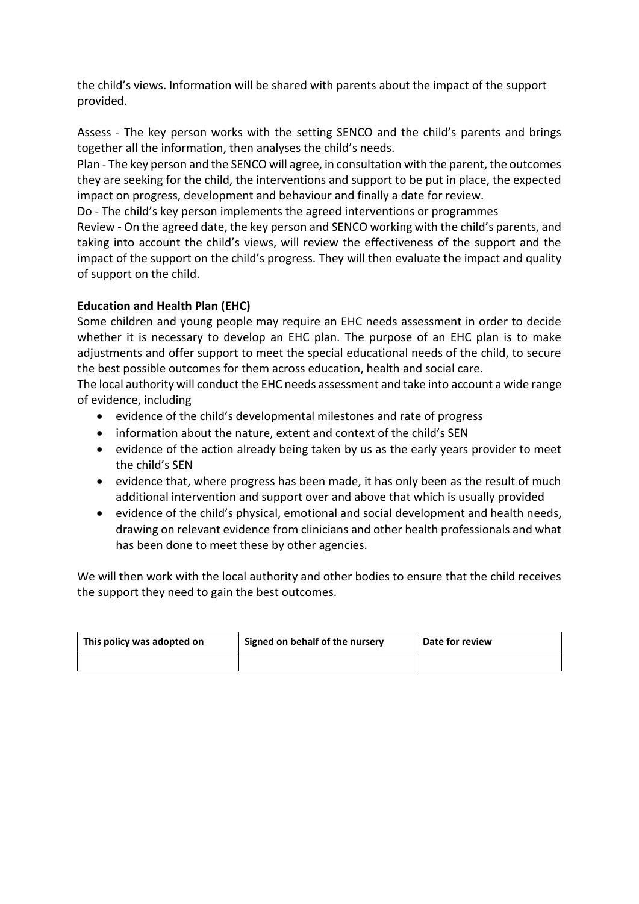the child's views. Information will be shared with parents about the impact of the support provided.

Assess - The key person works with the setting SENCO and the child's parents and brings together all the information, then analyses the child's needs.
Plan - The key person and the SENCO will agree, in consultation with the parent, the outcomes they are seeking for the child, the interventions and support to be put in place, the expected impact on progress, development and behaviour and finally a date for review.
Do - The child's key person implements the agreed interventions or programmes
Review - On the agreed date, the key person and SENCO working with the child's parents, and taking into account the child's views, will review the effectiveness of the support and the impact of the support on the child's progress. They will then evaluate the impact and quality of support on the child.

**Education and Health Plan (EHC)**
Some children and young people may require an EHC needs assessment in order to decide whether it is necessary to develop an EHC plan. The purpose of an EHC plan is to make adjustments and offer support to meet the special educational needs of the child, to secure the best possible outcomes for them across education, health and social care.
The local authority will conduct the EHC needs assessment and take into account a wide range of evidence, including

- evidence of the child's developmental milestones and rate of progress
- information about the nature, extent and context of the child's SEN
- evidence of the action already being taken by us as the early years provider to meet the child's SEN
- evidence that, where progress has been made, it has only been as the result of much additional intervention and support over and above that which is usually provided
- evidence of the child's physical, emotional and social development and health needs, drawing on relevant evidence from clinicians and other health professionals and what has been done to meet these by other agencies.

We will then work with the local authority and other bodies to ensure that the child receives the support they need to gain the best outcomes.

| This policy was adopted on | Signed on behalf of the nursery | Date for review |
|---|---|---|
| | | |